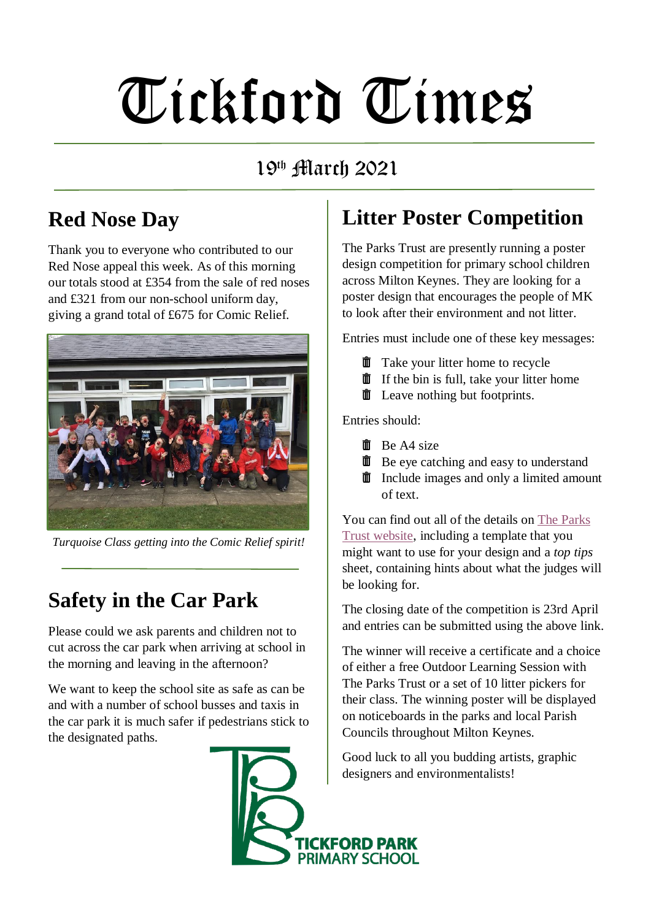# Tickford Times

19th March 2021

## Red Nose Day

Thank you to everyone who contributed to our Red Nose appeal this week. As of this morning our totals stood at £354 from the sale of red noses and £321 from our non-school uniform day, giving a grand total of £675 for Comic Relief.

*Turquoise Class getting into the Comic Relief spirit!*

## Safety in the Car Park

Please could we ask parents and children not to cut across the car park when arriving at school in the morning and leaving in the afternoon?

We want to keep the school site as safe as can be and with a number of school busses and taxis in the car park it is much safer if pedestrians stick to the designated paths.

## Litter Poster Competition

The Parks Trust are presently running a poster design competition for primary school children across Milton Keynes. They are looking for a poster design that encourages the people of MK to look after their environment and not litter.

Entries must include one of these key messages:

- Take your litter home to recycle
- If the bin is full, take your litter home
- Leave nothing but footprints.

Entries should:

- Be A4 size
- Be eye catching and easy to understand
- Include images and only a limited amount of text.

You can find out all of the details on The Parks Trust website, including a template that you might want to use for your design and a *top tips* sheet, containing hints about what the judges will be looking for.

The closing date of the competition is 23rd April and entries can be submitted using the above link.

The winner will receive a certificate and a choice of either a free Outdoor Learning Session with The Parks Trust or a set of 10 litter pickers for their class. The winning poster will be displayed on noticeboards in the parks and local Parish Councils throughout Milton Keynes.

Good luck to all you budding artists, graphic designers and environmentalists!

TICKFORD PARK PRIMARY SCHOOL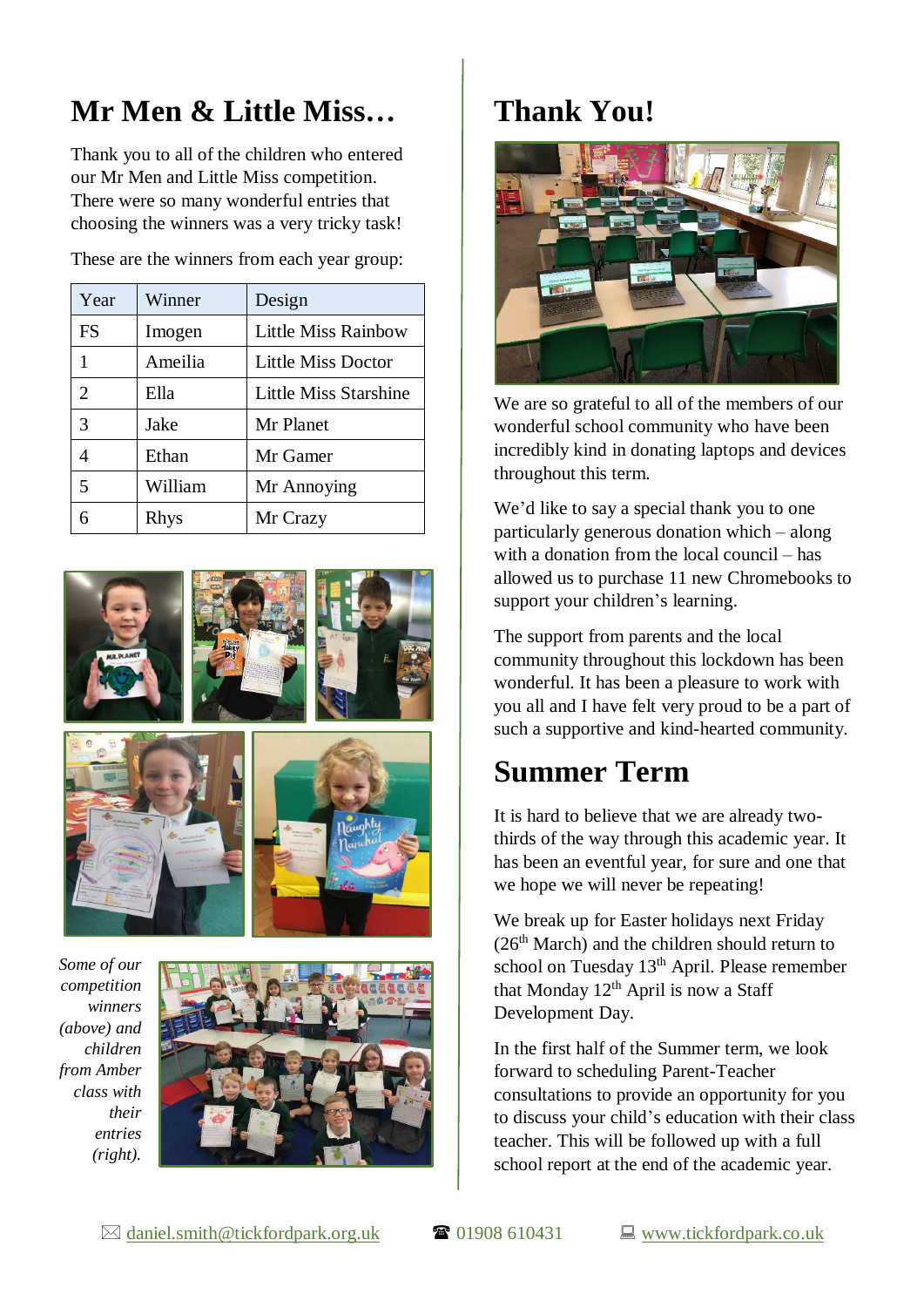## Mr Men & Little Miss…

Thank you to all of the children who entered our Mr Men and Little Miss competition. There were so many wonderful entries that choosing the winners was a very tricky task!

These are the winners from each year group:

| Year | Winner | Design |
|---|---|---|
| FS | Imogen | Little Miss Rainbow |
| 1 | Ameilia | Little Miss Doctor |
| 2 | Ella | Little Miss Starshine |
| 3 | Jake | Mr Planet |
| 4 | Ethan | Mr Gamer |
| 5 | William | Mr Annoying |
| 6 | Rhys | Mr Crazy |

*Some of our competition winners (above) and children from Amber class with their entries (right).*

## Thank You!

We are so grateful to all of the members of our wonderful school community who have been incredibly kind in donating laptops and devices throughout this term.

We'd like to say a special thank you to one particularly generous donation which – along with a donation from the local council – has allowed us to purchase 11 new Chromebooks to support your children's learning.

The support from parents and the local community throughout this lockdown has been wonderful. It has been a pleasure to work with you all and I have felt very proud to be a part of such a supportive and kind-hearted community.

## Summer Term

It is hard to believe that we are already two-thirds of the way through this academic year. It has been an eventful year, for sure and one that we hope we will never be repeating!

We break up for Easter holidays next Friday (26th March) and the children should return to school on Tuesday 13th April. Please remember that Monday 12th April is now a Staff Development Day.

In the first half of the Summer term, we look forward to scheduling Parent-Teacher consultations to provide an opportunity for you to discuss your child's education with their class teacher. This will be followed up with a full school report at the end of the academic year.

✉ daniel.smith@tickfordpark.org.uk ☎ 01908 610431 💻 www.tickfordpark.co.uk